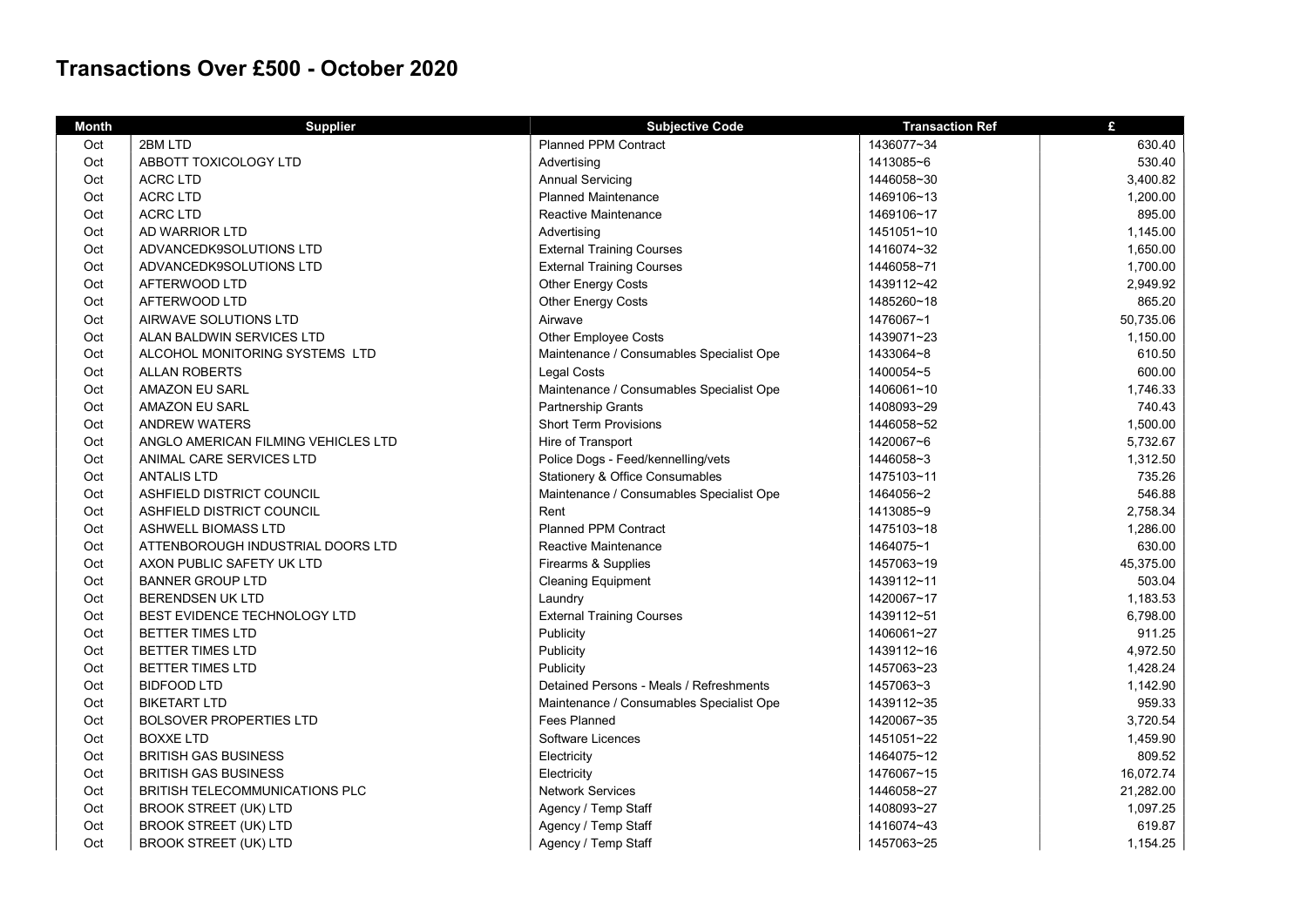# Transactions Over £500 - October 2020

| Month | Supplier | Subjective Code | Transaction Ref | £ |
|---|---|---|---|---|
| Oct | 2BM LTD | Planned PPM Contract | 1436077~34 | 630.40 |
| Oct | ABBOTT TOXICOLOGY LTD | Advertising | 1413085~6 | 530.40 |
| Oct | ACRC LTD | Annual Servicing | 1446058~30 | 3,400.82 |
| Oct | ACRC LTD | Planned Maintenance | 1469106~13 | 1,200.00 |
| Oct | ACRC LTD | Reactive Maintenance | 1469106~17 | 895.00 |
| Oct | AD WARRIOR LTD | Advertising | 1451051~10 | 1,145.00 |
| Oct | ADVANCEDK9SOLUTIONS LTD | External Training Courses | 1416074~32 | 1,650.00 |
| Oct | ADVANCEDK9SOLUTIONS LTD | External Training Courses | 1446058~71 | 1,700.00 |
| Oct | AFTERWOOD LTD | Other Energy Costs | 1439112~42 | 2,949.92 |
| Oct | AFTERWOOD LTD | Other Energy Costs | 1485260~18 | 865.20 |
| Oct | AIRWAVE SOLUTIONS LTD | Airwave | 1476067~1 | 50,735.06 |
| Oct | ALAN BALDWIN SERVICES LTD | Other Employee Costs | 1439071~23 | 1,150.00 |
| Oct | ALCOHOL MONITORING SYSTEMS LTD | Maintenance / Consumables Specialist Ope | 1433064~8 | 610.50 |
| Oct | ALLAN ROBERTS | Legal Costs | 1400054~5 | 600.00 |
| Oct | AMAZON EU SARL | Maintenance / Consumables Specialist Ope | 1406061~10 | 1,746.33 |
| Oct | AMAZON EU SARL | Partnership Grants | 1408093~29 | 740.43 |
| Oct | ANDREW WATERS | Short Term Provisions | 1446058~52 | 1,500.00 |
| Oct | ANGLO AMERICAN FILMING VEHICLES LTD | Hire of Transport | 1420067~6 | 5,732.67 |
| Oct | ANIMAL CARE SERVICES LTD | Police Dogs - Feed/kennelling/vets | 1446058~3 | 1,312.50 |
| Oct | ANTALIS LTD | Stationery & Office Consumables | 1475103~11 | 735.26 |
| Oct | ASHFIELD DISTRICT COUNCIL | Maintenance / Consumables Specialist Ope | 1464056~2 | 546.88 |
| Oct | ASHFIELD DISTRICT COUNCIL | Rent | 1413085~9 | 2,758.34 |
| Oct | ASHWELL BIOMASS LTD | Planned PPM Contract | 1475103~18 | 1,286.00 |
| Oct | ATTENBOROUGH INDUSTRIAL DOORS LTD | Reactive Maintenance | 1464075~1 | 630.00 |
| Oct | AXON PUBLIC SAFETY UK LTD | Firearms & Supplies | 1457063~19 | 45,375.00 |
| Oct | BANNER GROUP LTD | Cleaning Equipment | 1439112~11 | 503.04 |
| Oct | BERENDSEN UK LTD | Laundry | 1420067~17 | 1,183.53 |
| Oct | BEST EVIDENCE TECHNOLOGY LTD | External Training Courses | 1439112~51 | 6,798.00 |
| Oct | BETTER TIMES LTD | Publicity | 1406061~27 | 911.25 |
| Oct | BETTER TIMES LTD | Publicity | 1439112~16 | 4,972.50 |
| Oct | BETTER TIMES LTD | Publicity | 1457063~23 | 1,428.24 |
| Oct | BIDFOOD LTD | Detained Persons - Meals / Refreshments | 1457063~3 | 1,142.90 |
| Oct | BIKETART LTD | Maintenance / Consumables Specialist Ope | 1439112~35 | 959.33 |
| Oct | BOLSOVER PROPERTIES LTD | Fees Planned | 1420067~35 | 3,720.54 |
| Oct | BOXXE LTD | Software Licences | 1451051~22 | 1,459.90 |
| Oct | BRITISH GAS BUSINESS | Electricity | 1464075~12 | 809.52 |
| Oct | BRITISH GAS BUSINESS | Electricity | 1476067~15 | 16,072.74 |
| Oct | BRITISH TELECOMMUNICATIONS PLC | Network Services | 1446058~27 | 21,282.00 |
| Oct | BROOK STREET (UK) LTD | Agency / Temp Staff | 1408093~27 | 1,097.25 |
| Oct | BROOK STREET (UK) LTD | Agency / Temp Staff | 1416074~43 | 619.87 |
| Oct | BROOK STREET (UK) LTD | Agency / Temp Staff | 1457063~25 | 1,154.25 |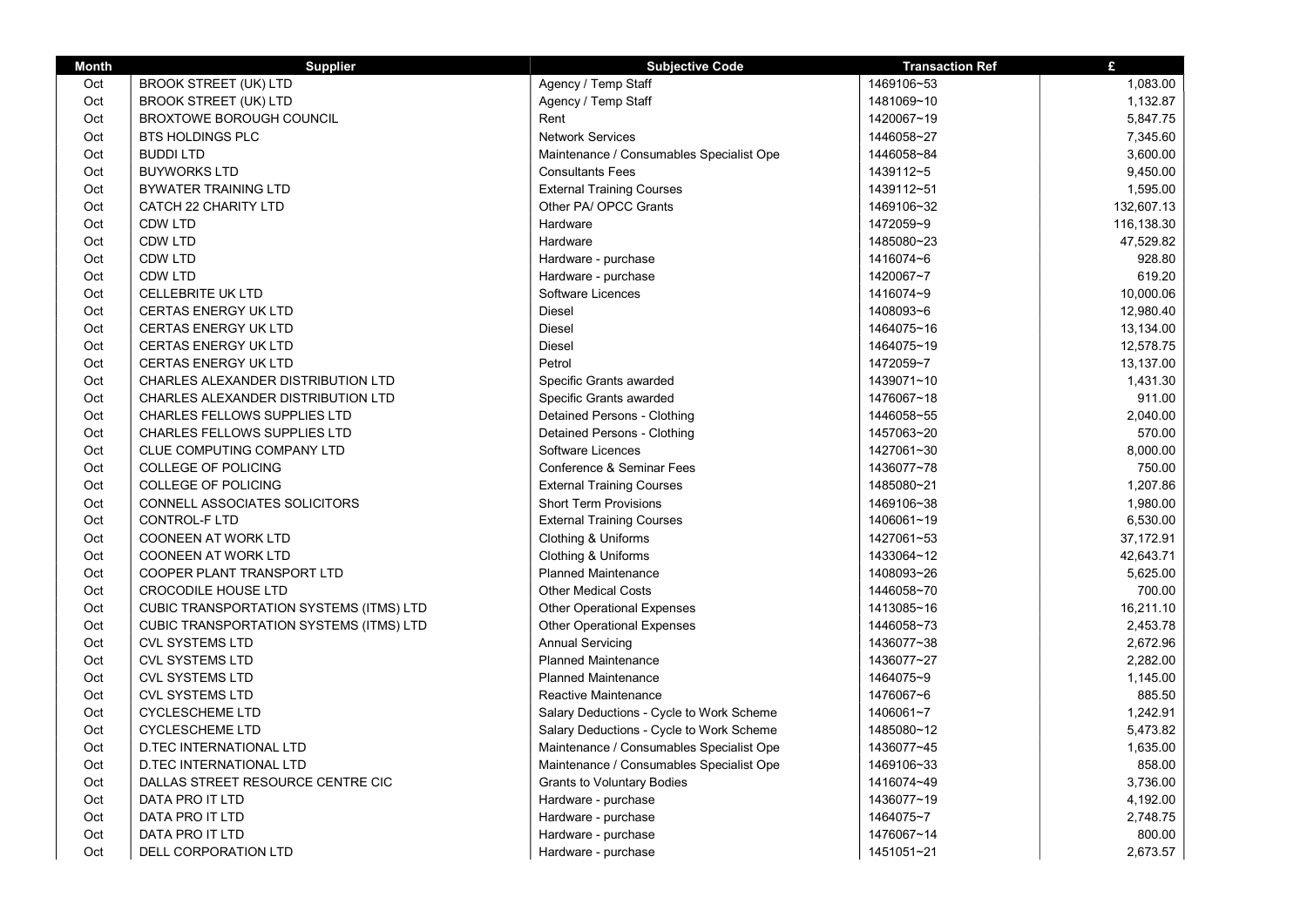| Month | Supplier | Subjective Code | Transaction Ref | £ |
|---|---|---|---|---|
| Oct | BROOK STREET (UK) LTD | Agency / Temp Staff | 1469106~53 | 1,083.00 |
| Oct | BROOK STREET (UK) LTD | Agency / Temp Staff | 1481069~10 | 1,132.87 |
| Oct | BROXTOWE BOROUGH COUNCIL | Rent | 1420067~19 | 5,847.75 |
| Oct | BTS HOLDINGS PLC | Network Services | 1446058~27 | 7,345.60 |
| Oct | BUDDI LTD | Maintenance / Consumables Specialist Ope | 1446058~84 | 3,600.00 |
| Oct | BUYWORKS LTD | Consultants Fees | 1439112~5 | 9,450.00 |
| Oct | BYWATER TRAINING LTD | External Training Courses | 1439112~51 | 1,595.00 |
| Oct | CATCH 22 CHARITY LTD | Other PA/ OPCC Grants | 1469106~32 | 132,607.13 |
| Oct | CDW LTD | Hardware | 1472059~9 | 116,138.30 |
| Oct | CDW LTD | Hardware | 1485080~23 | 47,529.82 |
| Oct | CDW LTD | Hardware - purchase | 1416074~6 | 928.80 |
| Oct | CDW LTD | Hardware - purchase | 1420067~7 | 619.20 |
| Oct | CELLEBRITE UK LTD | Software Licences | 1416074~9 | 10,000.06 |
| Oct | CERTAS ENERGY UK LTD | Diesel | 1408093~6 | 12,980.40 |
| Oct | CERTAS ENERGY UK LTD | Diesel | 1464075~16 | 13,134.00 |
| Oct | CERTAS ENERGY UK LTD | Diesel | 1464075~19 | 12,578.75 |
| Oct | CERTAS ENERGY UK LTD | Petrol | 1472059~7 | 13,137.00 |
| Oct | CHARLES ALEXANDER DISTRIBUTION LTD | Specific Grants awarded | 1439071~10 | 1,431.30 |
| Oct | CHARLES ALEXANDER DISTRIBUTION LTD | Specific Grants awarded | 1476067~18 | 911.00 |
| Oct | CHARLES FELLOWS SUPPLIES LTD | Detained Persons - Clothing | 1446058~55 | 2,040.00 |
| Oct | CHARLES FELLOWS SUPPLIES LTD | Detained Persons - Clothing | 1457063~20 | 570.00 |
| Oct | CLUE COMPUTING COMPANY LTD | Software Licences | 1427061~30 | 8,000.00 |
| Oct | COLLEGE OF POLICING | Conference & Seminar Fees | 1436077~78 | 750.00 |
| Oct | COLLEGE OF POLICING | External Training Courses | 1485080~21 | 1,207.86 |
| Oct | CONNELL ASSOCIATES SOLICITORS | Short Term Provisions | 1469106~38 | 1,980.00 |
| Oct | CONTROL-F LTD | External Training Courses | 1406061~19 | 6,530.00 |
| Oct | COONEEN AT WORK LTD | Clothing & Uniforms | 1427061~53 | 37,172.91 |
| Oct | COONEEN AT WORK LTD | Clothing & Uniforms | 1433064~12 | 42,643.71 |
| Oct | COOPER PLANT TRANSPORT LTD | Planned Maintenance | 1408093~26 | 5,625.00 |
| Oct | CROCODILE HOUSE LTD | Other Medical Costs | 1446058~70 | 700.00 |
| Oct | CUBIC TRANSPORTATION SYSTEMS (ITMS) LTD | Other Operational Expenses | 1413085~16 | 16,211.10 |
| Oct | CUBIC TRANSPORTATION SYSTEMS (ITMS) LTD | Other Operational Expenses | 1446058~73 | 2,453.78 |
| Oct | CVL SYSTEMS LTD | Annual Servicing | 1436077~38 | 2,672.96 |
| Oct | CVL SYSTEMS LTD | Planned Maintenance | 1436077~27 | 2,282.00 |
| Oct | CVL SYSTEMS LTD | Planned Maintenance | 1464075~9 | 1,145.00 |
| Oct | CVL SYSTEMS LTD | Reactive Maintenance | 1476067~6 | 885.50 |
| Oct | CYCLESCHEME LTD | Salary Deductions - Cycle to Work Scheme | 1406061~7 | 1,242.91 |
| Oct | CYCLESCHEME LTD | Salary Deductions - Cycle to Work Scheme | 1485080~12 | 5,473.82 |
| Oct | D.TEC INTERNATIONAL LTD | Maintenance / Consumables Specialist Ope | 1436077~45 | 1,635.00 |
| Oct | D.TEC INTERNATIONAL LTD | Maintenance / Consumables Specialist Ope | 1469106~33 | 858.00 |
| Oct | DALLAS STREET RESOURCE CENTRE CIC | Grants to Voluntary Bodies | 1416074~49 | 3,736.00 |
| Oct | DATA PRO IT LTD | Hardware - purchase | 1436077~19 | 4,192.00 |
| Oct | DATA PRO IT LTD | Hardware - purchase | 1464075~7 | 2,748.75 |
| Oct | DATA PRO IT LTD | Hardware - purchase | 1476067~14 | 800.00 |
| Oct | DELL CORPORATION LTD | Hardware - purchase | 1451051~21 | 2,673.57 |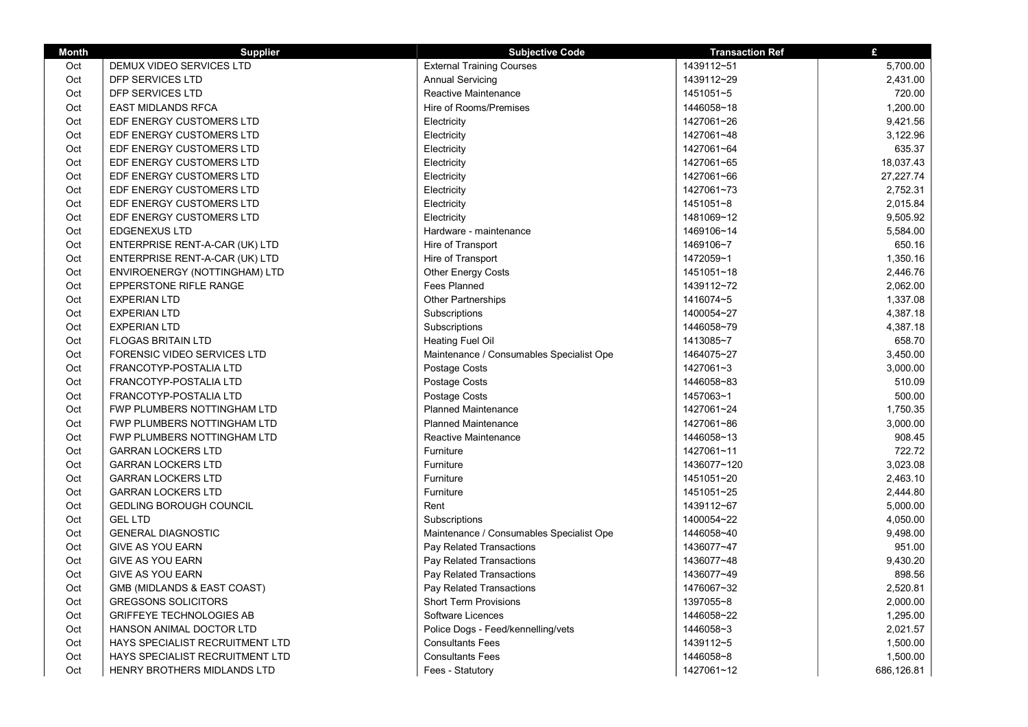| Month | Supplier | Subjective Code | Transaction Ref | £ |
|---|---|---|---|---|
| Oct | DEMUX VIDEO SERVICES LTD | External Training Courses | 1439112~51 | 5,700.00 |
| Oct | DFP SERVICES LTD | Annual Servicing | 1439112~29 | 2,431.00 |
| Oct | DFP SERVICES LTD | Reactive Maintenance | 1451051~5 | 720.00 |
| Oct | EAST MIDLANDS RFCA | Hire of Rooms/Premises | 1446058~18 | 1,200.00 |
| Oct | EDF ENERGY CUSTOMERS LTD | Electricity | 1427061~26 | 9,421.56 |
| Oct | EDF ENERGY CUSTOMERS LTD | Electricity | 1427061~48 | 3,122.96 |
| Oct | EDF ENERGY CUSTOMERS LTD | Electricity | 1427061~64 | 635.37 |
| Oct | EDF ENERGY CUSTOMERS LTD | Electricity | 1427061~65 | 18,037.43 |
| Oct | EDF ENERGY CUSTOMERS LTD | Electricity | 1427061~66 | 27,227.74 |
| Oct | EDF ENERGY CUSTOMERS LTD | Electricity | 1427061~73 | 2,752.31 |
| Oct | EDF ENERGY CUSTOMERS LTD | Electricity | 1451051~8 | 2,015.84 |
| Oct | EDF ENERGY CUSTOMERS LTD | Electricity | 1481069~12 | 9,505.92 |
| Oct | EDGENEXUS LTD | Hardware - maintenance | 1469106~14 | 5,584.00 |
| Oct | ENTERPRISE RENT-A-CAR (UK) LTD | Hire of Transport | 1469106~7 | 650.16 |
| Oct | ENTERPRISE RENT-A-CAR (UK) LTD | Hire of Transport | 1472059~1 | 1,350.16 |
| Oct | ENVIROENERGY (NOTTINGHAM) LTD | Other Energy Costs | 1451051~18 | 2,446.76 |
| Oct | EPPERSTONE RIFLE RANGE | Fees Planned | 1439112~72 | 2,062.00 |
| Oct | EXPERIAN LTD | Other Partnerships | 1416074~5 | 1,337.08 |
| Oct | EXPERIAN LTD | Subscriptions | 1400054~27 | 4,387.18 |
| Oct | EXPERIAN LTD | Subscriptions | 1446058~79 | 4,387.18 |
| Oct | FLOGAS BRITAIN LTD | Heating Fuel Oil | 1413085~7 | 658.70 |
| Oct | FORENSIC VIDEO SERVICES LTD | Maintenance / Consumables Specialist Ope | 1464075~27 | 3,450.00 |
| Oct | FRANCOTYP-POSTALIA LTD | Postage Costs | 1427061~3 | 3,000.00 |
| Oct | FRANCOTYP-POSTALIA LTD | Postage Costs | 1446058~83 | 510.09 |
| Oct | FRANCOTYP-POSTALIA LTD | Postage Costs | 1457063~1 | 500.00 |
| Oct | FWP PLUMBERS NOTTINGHAM LTD | Planned Maintenance | 1427061~24 | 1,750.35 |
| Oct | FWP PLUMBERS NOTTINGHAM LTD | Planned Maintenance | 1427061~86 | 3,000.00 |
| Oct | FWP PLUMBERS NOTTINGHAM LTD | Reactive Maintenance | 1446058~13 | 908.45 |
| Oct | GARRAN LOCKERS LTD | Furniture | 1427061~11 | 722.72 |
| Oct | GARRAN LOCKERS LTD | Furniture | 1436077~120 | 3,023.08 |
| Oct | GARRAN LOCKERS LTD | Furniture | 1451051~20 | 2,463.10 |
| Oct | GARRAN LOCKERS LTD | Furniture | 1451051~25 | 2,444.80 |
| Oct | GEDLING BOROUGH COUNCIL | Rent | 1439112~67 | 5,000.00 |
| Oct | GEL LTD | Subscriptions | 1400054~22 | 4,050.00 |
| Oct | GENERAL DIAGNOSTIC | Maintenance / Consumables Specialist Ope | 1446058~40 | 9,498.00 |
| Oct | GIVE AS YOU EARN | Pay Related Transactions | 1436077~47 | 951.00 |
| Oct | GIVE AS YOU EARN | Pay Related Transactions | 1436077~48 | 9,430.20 |
| Oct | GIVE AS YOU EARN | Pay Related Transactions | 1436077~49 | 898.56 |
| Oct | GMB (MIDLANDS & EAST COAST) | Pay Related Transactions | 1476067~32 | 2,520.81 |
| Oct | GREGSONS SOLICITORS | Short Term Provisions | 1397055~8 | 2,000.00 |
| Oct | GRIFFEYE TECHNOLOGIES AB | Software Licences | 1446058~22 | 1,295.00 |
| Oct | HANSON ANIMAL DOCTOR LTD | Police Dogs - Feed/kennelling/vets | 1446058~3 | 2,021.57 |
| Oct | HAYS SPECIALIST RECRUITMENT LTD | Consultants Fees | 1439112~5 | 1,500.00 |
| Oct | HAYS SPECIALIST RECRUITMENT LTD | Consultants Fees | 1446058~8 | 1,500.00 |
| Oct | HENRY BROTHERS MIDLANDS LTD | Fees - Statutory | 1427061~12 | 686,126.81 |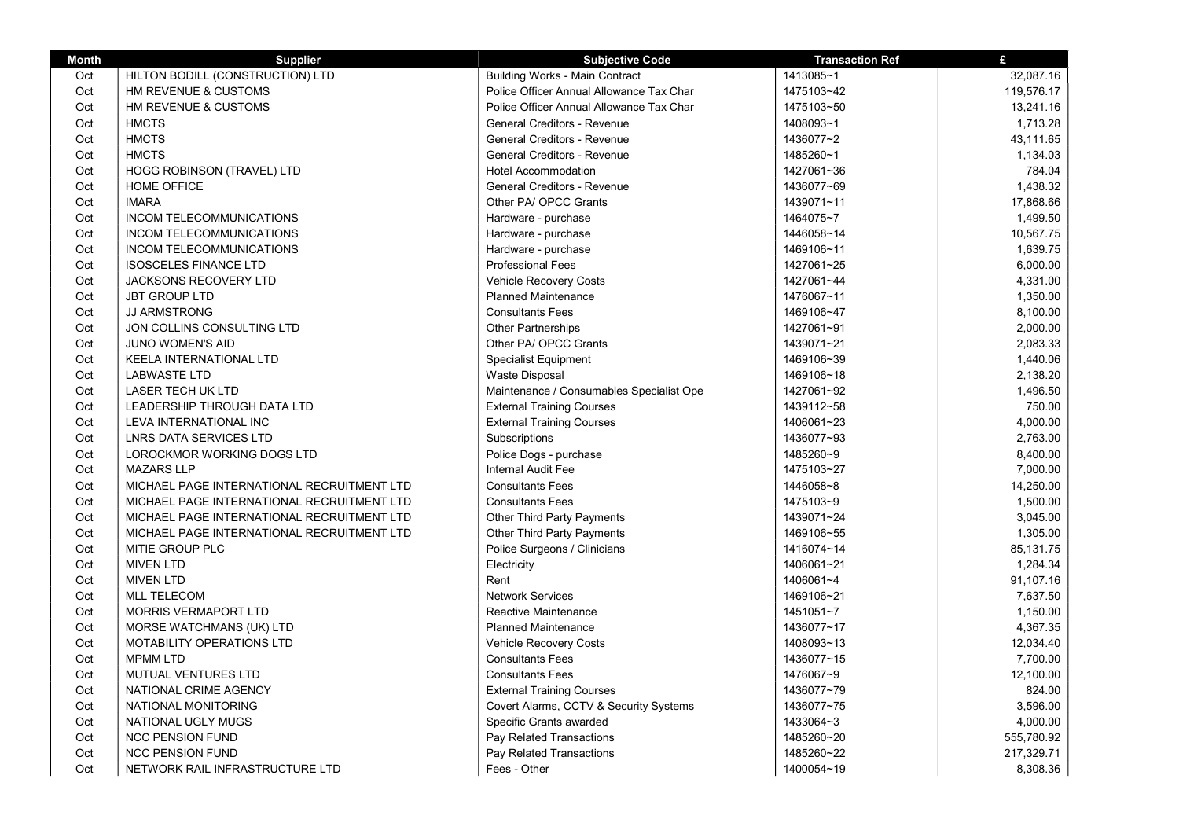| Month | Supplier | Subjective Code | Transaction Ref | £ |
|---|---|---|---|---|
| Oct | HILTON BODILL (CONSTRUCTION) LTD | Building Works - Main Contract | 1413085~1 | 32,087.16 |
| Oct | HM REVENUE & CUSTOMS | Police Officer Annual Allowance Tax Char | 1475103~42 | 119,576.17 |
| Oct | HM REVENUE & CUSTOMS | Police Officer Annual Allowance Tax Char | 1475103~50 | 13,241.16 |
| Oct | HMCTS | General Creditors - Revenue | 1408093~1 | 1,713.28 |
| Oct | HMCTS | General Creditors - Revenue | 1436077~2 | 43,111.65 |
| Oct | HMCTS | General Creditors - Revenue | 1485260~1 | 1,134.03 |
| Oct | HOGG ROBINSON (TRAVEL) LTD | Hotel Accommodation | 1427061~36 | 784.04 |
| Oct | HOME OFFICE | General Creditors - Revenue | 1436077~69 | 1,438.32 |
| Oct | IMARA | Other PA/ OPCC Grants | 1439071~11 | 17,868.66 |
| Oct | INCOM TELECOMMUNICATIONS | Hardware - purchase | 1464075~7 | 1,499.50 |
| Oct | INCOM TELECOMMUNICATIONS | Hardware - purchase | 1446058~14 | 10,567.75 |
| Oct | INCOM TELECOMMUNICATIONS | Hardware - purchase | 1469106~11 | 1,639.75 |
| Oct | ISOSCELES FINANCE LTD | Professional Fees | 1427061~25 | 6,000.00 |
| Oct | JACKSONS RECOVERY LTD | Vehicle Recovery Costs | 1427061~44 | 4,331.00 |
| Oct | JBT GROUP LTD | Planned Maintenance | 1476067~11 | 1,350.00 |
| Oct | JJ ARMSTRONG | Consultants Fees | 1469106~47 | 8,100.00 |
| Oct | JON COLLINS CONSULTING LTD | Other Partnerships | 1427061~91 | 2,000.00 |
| Oct | JUNO WOMEN'S AID | Other PA/ OPCC Grants | 1439071~21 | 2,083.33 |
| Oct | KEELA INTERNATIONAL LTD | Specialist Equipment | 1469106~39 | 1,440.06 |
| Oct | LABWASTE LTD | Waste Disposal | 1469106~18 | 2,138.20 |
| Oct | LASER TECH UK LTD | Maintenance / Consumables Specialist Ope | 1427061~92 | 1,496.50 |
| Oct | LEADERSHIP THROUGH DATA LTD | External Training Courses | 1439112~58 | 750.00 |
| Oct | LEVA INTERNATIONAL INC | External Training Courses | 1406061~23 | 4,000.00 |
| Oct | LNRS DATA SERVICES LTD | Subscriptions | 1436077~93 | 2,763.00 |
| Oct | LOROCKMOR WORKING DOGS LTD | Police Dogs - purchase | 1485260~9 | 8,400.00 |
| Oct | MAZARS LLP | Internal Audit Fee | 1475103~27 | 7,000.00 |
| Oct | MICHAEL PAGE INTERNATIONAL RECRUITMENT LTD | Consultants Fees | 1446058~8 | 14,250.00 |
| Oct | MICHAEL PAGE INTERNATIONAL RECRUITMENT LTD | Consultants Fees | 1475103~9 | 1,500.00 |
| Oct | MICHAEL PAGE INTERNATIONAL RECRUITMENT LTD | Other Third Party Payments | 1439071~24 | 3,045.00 |
| Oct | MICHAEL PAGE INTERNATIONAL RECRUITMENT LTD | Other Third Party Payments | 1469106~55 | 1,305.00 |
| Oct | MITIE GROUP PLC | Police Surgeons / Clinicians | 1416074~14 | 85,131.75 |
| Oct | MIVEN LTD | Electricity | 1406061~21 | 1,284.34 |
| Oct | MIVEN LTD | Rent | 1406061~4 | 91,107.16 |
| Oct | MLL TELECOM | Network Services | 1469106~21 | 7,637.50 |
| Oct | MORRIS VERMAPORT LTD | Reactive Maintenance | 1451051~7 | 1,150.00 |
| Oct | MORSE WATCHMANS (UK) LTD | Planned Maintenance | 1436077~17 | 4,367.35 |
| Oct | MOTABILITY OPERATIONS LTD | Vehicle Recovery Costs | 1408093~13 | 12,034.40 |
| Oct | MPMM LTD | Consultants Fees | 1436077~15 | 7,700.00 |
| Oct | MUTUAL VENTURES LTD | Consultants Fees | 1476067~9 | 12,100.00 |
| Oct | NATIONAL CRIME AGENCY | External Training Courses | 1436077~79 | 824.00 |
| Oct | NATIONAL MONITORING | Covert Alarms, CCTV & Security Systems | 1436077~75 | 3,596.00 |
| Oct | NATIONAL UGLY MUGS | Specific Grants awarded | 1433064~3 | 4,000.00 |
| Oct | NCC PENSION FUND | Pay Related Transactions | 1485260~20 | 555,780.92 |
| Oct | NCC PENSION FUND | Pay Related Transactions | 1485260~22 | 217,329.71 |
| Oct | NETWORK RAIL INFRASTRUCTURE LTD | Fees - Other | 1400054~19 | 8,308.36 |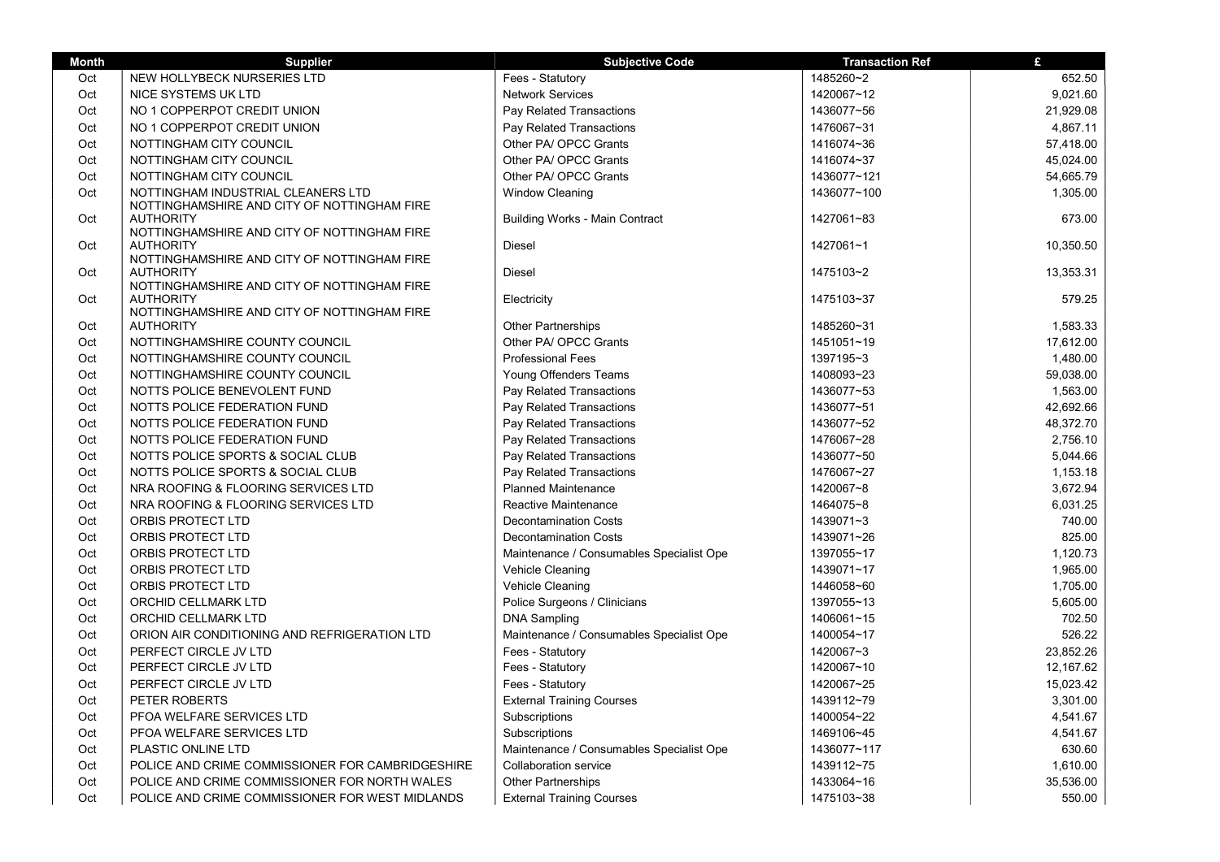| Month | Supplier | Subjective Code | Transaction Ref | £ |
|---|---|---|---|---|
| Oct | NEW HOLLYBECK NURSERIES LTD | Fees - Statutory | 1485260~2 | 652.50 |
| Oct | NICE SYSTEMS UK LTD | Network Services | 1420067~12 | 9,021.60 |
| Oct | NO 1 COPPERPOT CREDIT UNION | Pay Related Transactions | 1436077~56 | 21,929.08 |
| Oct | NO 1 COPPERPOT CREDIT UNION | Pay Related Transactions | 1476067~31 | 4,867.11 |
| Oct | NOTTINGHAM CITY COUNCIL | Other PA/ OPCC Grants | 1416074~36 | 57,418.00 |
| Oct | NOTTINGHAM CITY COUNCIL | Other PA/ OPCC Grants | 1416074~37 | 45,024.00 |
| Oct | NOTTINGHAM CITY COUNCIL | Other PA/ OPCC Grants | 1436077~121 | 54,665.79 |
| Oct | NOTTINGHAM INDUSTRIAL CLEANERS LTD | Window Cleaning | 1436077~100 | 1,305.00 |
| Oct | NOTTINGHAMSHIRE AND CITY OF NOTTINGHAM FIRE AUTHORITY | Building Works - Main Contract | 1427061~83 | 673.00 |
| Oct | NOTTINGHAMSHIRE AND CITY OF NOTTINGHAM FIRE AUTHORITY | Diesel | 1427061~1 | 10,350.50 |
| Oct | NOTTINGHAMSHIRE AND CITY OF NOTTINGHAM FIRE AUTHORITY | Diesel | 1475103~2 | 13,353.31 |
| Oct | NOTTINGHAMSHIRE AND CITY OF NOTTINGHAM FIRE AUTHORITY | Electricity | 1475103~37 | 579.25 |
| Oct | NOTTINGHAMSHIRE AND CITY OF NOTTINGHAM FIRE AUTHORITY | Other Partnerships | 1485260~31 | 1,583.33 |
| Oct | NOTTINGHAMSHIRE COUNTY COUNCIL | Other PA/ OPCC Grants | 1451051~19 | 17,612.00 |
| Oct | NOTTINGHAMSHIRE COUNTY COUNCIL | Professional Fees | 1397195~3 | 1,480.00 |
| Oct | NOTTINGHAMSHIRE COUNTY COUNCIL | Young Offenders Teams | 1408093~23 | 59,038.00 |
| Oct | NOTTS POLICE BENEVOLENT FUND | Pay Related Transactions | 1436077~53 | 1,563.00 |
| Oct | NOTTS POLICE FEDERATION FUND | Pay Related Transactions | 1436077~51 | 42,692.66 |
| Oct | NOTTS POLICE FEDERATION FUND | Pay Related Transactions | 1436077~52 | 48,372.70 |
| Oct | NOTTS POLICE FEDERATION FUND | Pay Related Transactions | 1476067~28 | 2,756.10 |
| Oct | NOTTS POLICE SPORTS & SOCIAL CLUB | Pay Related Transactions | 1436077~50 | 5,044.66 |
| Oct | NOTTS POLICE SPORTS & SOCIAL CLUB | Pay Related Transactions | 1476067~27 | 1,153.18 |
| Oct | NRA ROOFING & FLOORING SERVICES LTD | Planned Maintenance | 1420067~8 | 3,672.94 |
| Oct | NRA ROOFING & FLOORING SERVICES LTD | Reactive Maintenance | 1464075~8 | 6,031.25 |
| Oct | ORBIS PROTECT LTD | Decontamination Costs | 1439071~3 | 740.00 |
| Oct | ORBIS PROTECT LTD | Decontamination Costs | 1439071~26 | 825.00 |
| Oct | ORBIS PROTECT LTD | Maintenance / Consumables Specialist Ope | 1397055~17 | 1,120.73 |
| Oct | ORBIS PROTECT LTD | Vehicle Cleaning | 1439071~17 | 1,965.00 |
| Oct | ORBIS PROTECT LTD | Vehicle Cleaning | 1446058~60 | 1,705.00 |
| Oct | ORCHID CELLMARK LTD | Police Surgeons / Clinicians | 1397055~13 | 5,605.00 |
| Oct | ORCHID CELLMARK LTD | DNA Sampling | 1406061~15 | 702.50 |
| Oct | ORION AIR CONDITIONING AND REFRIGERATION LTD | Maintenance / Consumables Specialist Ope | 1400054~17 | 526.22 |
| Oct | PERFECT CIRCLE JV LTD | Fees - Statutory | 1420067~3 | 23,852.26 |
| Oct | PERFECT CIRCLE JV LTD | Fees - Statutory | 1420067~10 | 12,167.62 |
| Oct | PERFECT CIRCLE JV LTD | Fees - Statutory | 1420067~25 | 15,023.42 |
| Oct | PETER ROBERTS | External Training Courses | 1439112~79 | 3,301.00 |
| Oct | PFOA WELFARE SERVICES LTD | Subscriptions | 1400054~22 | 4,541.67 |
| Oct | PFOA WELFARE SERVICES LTD | Subscriptions | 1469106~45 | 4,541.67 |
| Oct | PLASTIC ONLINE LTD | Maintenance / Consumables Specialist Ope | 1436077~117 | 630.60 |
| Oct | POLICE AND CRIME COMMISSIONER FOR CAMBRIDGESHIRE | Collaboration service | 1439112~75 | 1,610.00 |
| Oct | POLICE AND CRIME COMMISSIONER FOR NORTH WALES | Other Partnerships | 1433064~16 | 35,536.00 |
| Oct | POLICE AND CRIME COMMISSIONER FOR WEST MIDLANDS | External Training Courses | 1475103~38 | 550.00 |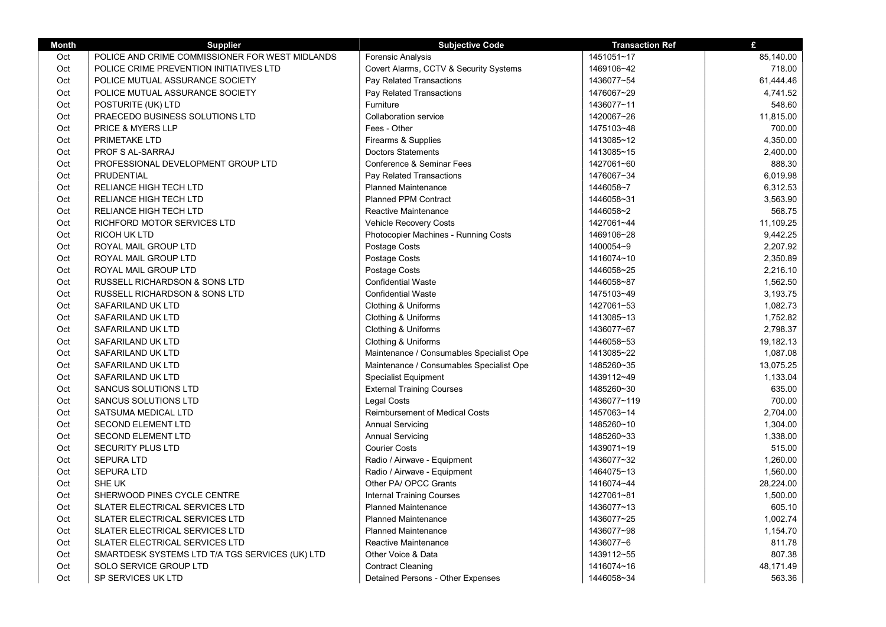| Month | Supplier | Subjective Code | Transaction Ref | £ |
|---|---|---|---|---|
| Oct | POLICE AND CRIME COMMISSIONER FOR WEST MIDLANDS | Forensic Analysis | 1451051~17 | 85,140.00 |
| Oct | POLICE CRIME PREVENTION INITIATIVES LTD | Covert Alarms, CCTV & Security Systems | 1469106~42 | 718.00 |
| Oct | POLICE MUTUAL ASSURANCE SOCIETY | Pay Related Transactions | 1436077~54 | 61,444.46 |
| Oct | POLICE MUTUAL ASSURANCE SOCIETY | Pay Related Transactions | 1476067~29 | 4,741.52 |
| Oct | POSTURITE (UK) LTD | Furniture | 1436077~11 | 548.60 |
| Oct | PRAECEDO BUSINESS SOLUTIONS LTD | Collaboration service | 1420067~26 | 11,815.00 |
| Oct | PRICE & MYERS LLP | Fees - Other | 1475103~48 | 700.00 |
| Oct | PRIMETAKE LTD | Firearms & Supplies | 1413085~12 | 4,350.00 |
| Oct | PROF S AL-SARRAJ | Doctors Statements | 1413085~15 | 2,400.00 |
| Oct | PROFESSIONAL DEVELOPMENT GROUP LTD | Conference & Seminar Fees | 1427061~60 | 888.30 |
| Oct | PRUDENTIAL | Pay Related Transactions | 1476067~34 | 6,019.98 |
| Oct | RELIANCE HIGH TECH LTD | Planned Maintenance | 1446058~7 | 6,312.53 |
| Oct | RELIANCE HIGH TECH LTD | Planned PPM Contract | 1446058~31 | 3,563.90 |
| Oct | RELIANCE HIGH TECH LTD | Reactive Maintenance | 1446058~2 | 568.75 |
| Oct | RICHFORD MOTOR SERVICES LTD | Vehicle Recovery Costs | 1427061~44 | 11,109.25 |
| Oct | RICOH UK LTD | Photocopier Machines - Running Costs | 1469106~28 | 9,442.25 |
| Oct | ROYAL MAIL GROUP LTD | Postage Costs | 1400054~9 | 2,207.92 |
| Oct | ROYAL MAIL GROUP LTD | Postage Costs | 1416074~10 | 2,350.89 |
| Oct | ROYAL MAIL GROUP LTD | Postage Costs | 1446058~25 | 2,216.10 |
| Oct | RUSSELL RICHARDSON & SONS LTD | Confidential Waste | 1446058~87 | 1,562.50 |
| Oct | RUSSELL RICHARDSON & SONS LTD | Confidential Waste | 1475103~49 | 3,193.75 |
| Oct | SAFARILAND UK LTD | Clothing & Uniforms | 1427061~53 | 1,082.73 |
| Oct | SAFARILAND UK LTD | Clothing & Uniforms | 1413085~13 | 1,752.82 |
| Oct | SAFARILAND UK LTD | Clothing & Uniforms | 1436077~67 | 2,798.37 |
| Oct | SAFARILAND UK LTD | Clothing & Uniforms | 1446058~53 | 19,182.13 |
| Oct | SAFARILAND UK LTD | Maintenance / Consumables Specialist Ope | 1413085~22 | 1,087.08 |
| Oct | SAFARILAND UK LTD | Maintenance / Consumables Specialist Ope | 1485260~35 | 13,075.25 |
| Oct | SAFARILAND UK LTD | Specialist Equipment | 1439112~49 | 1,133.04 |
| Oct | SANCUS SOLUTIONS LTD | External Training Courses | 1485260~30 | 635.00 |
| Oct | SANCUS SOLUTIONS LTD | Legal Costs | 1436077~119 | 700.00 |
| Oct | SATSUMA MEDICAL LTD | Reimbursement of Medical Costs | 1457063~14 | 2,704.00 |
| Oct | SECOND ELEMENT LTD | Annual Servicing | 1485260~10 | 1,304.00 |
| Oct | SECOND ELEMENT LTD | Annual Servicing | 1485260~33 | 1,338.00 |
| Oct | SECURITY PLUS LTD | Courier Costs | 1439071~19 | 515.00 |
| Oct | SEPURA LTD | Radio / Airwave - Equipment | 1436077~32 | 1,260.00 |
| Oct | SEPURA LTD | Radio / Airwave - Equipment | 1464075~13 | 1,560.00 |
| Oct | SHE UK | Other PA/ OPCC Grants | 1416074~44 | 28,224.00 |
| Oct | SHERWOOD PINES CYCLE CENTRE | Internal Training Courses | 1427061~81 | 1,500.00 |
| Oct | SLATER ELECTRICAL SERVICES LTD | Planned Maintenance | 1436077~13 | 605.10 |
| Oct | SLATER ELECTRICAL SERVICES LTD | Planned Maintenance | 1436077~25 | 1,002.74 |
| Oct | SLATER ELECTRICAL SERVICES LTD | Planned Maintenance | 1436077~98 | 1,154.70 |
| Oct | SLATER ELECTRICAL SERVICES LTD | Reactive Maintenance | 1436077~6 | 811.78 |
| Oct | SMARTDESK SYSTEMS LTD T/A TGS SERVICES (UK) LTD | Other Voice & Data | 1439112~55 | 807.38 |
| Oct | SOLO SERVICE GROUP LTD | Contract Cleaning | 1416074~16 | 48,171.49 |
| Oct | SP SERVICES UK LTD | Detained Persons - Other Expenses | 1446058~34 | 563.36 |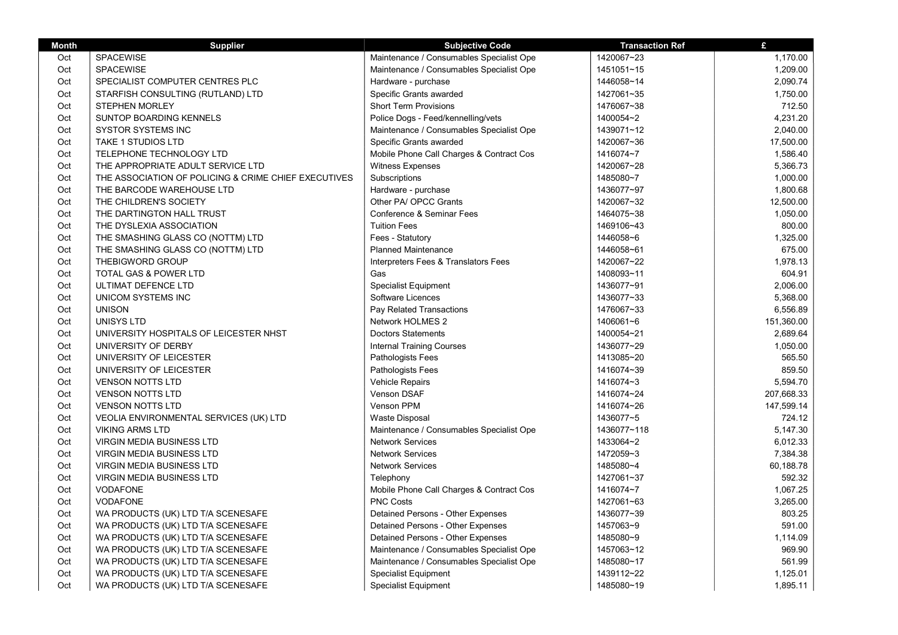| Month | Supplier | Subjective Code | Transaction Ref | £ |
|---|---|---|---|---|
| Oct | SPACEWISE | Maintenance / Consumables Specialist Ope | 1420067~23 | 1,170.00 |
| Oct | SPACEWISE | Maintenance / Consumables Specialist Ope | 1451051~15 | 1,209.00 |
| Oct | SPECIALIST COMPUTER CENTRES PLC | Hardware - purchase | 1446058~14 | 2,090.74 |
| Oct | STARFISH CONSULTING (RUTLAND) LTD | Specific Grants awarded | 1427061~35 | 1,750.00 |
| Oct | STEPHEN MORLEY | Short Term Provisions | 1476067~38 | 712.50 |
| Oct | SUNTOP BOARDING KENNELS | Police Dogs - Feed/kennelling/vets | 1400054~2 | 4,231.20 |
| Oct | SYSTOR SYSTEMS INC | Maintenance / Consumables Specialist Ope | 1439071~12 | 2,040.00 |
| Oct | TAKE 1 STUDIOS LTD | Specific Grants awarded | 1420067~36 | 17,500.00 |
| Oct | TELEPHONE TECHNOLOGY LTD | Mobile Phone Call Charges & Contract Cos | 1416074~7 | 1,586.40 |
| Oct | THE APPROPRIATE ADULT SERVICE LTD | Witness Expenses | 1420067~28 | 5,366.73 |
| Oct | THE ASSOCIATION OF POLICING & CRIME CHIEF EXECUTIVES | Subscriptions | 1485080~7 | 1,000.00 |
| Oct | THE BARCODE WAREHOUSE LTD | Hardware - purchase | 1436077~97 | 1,800.68 |
| Oct | THE CHILDREN'S SOCIETY | Other PA/ OPCC Grants | 1420067~32 | 12,500.00 |
| Oct | THE DARTINGTON HALL TRUST | Conference & Seminar Fees | 1464075~38 | 1,050.00 |
| Oct | THE DYSLEXIA ASSOCIATION | Tuition Fees | 1469106~43 | 800.00 |
| Oct | THE SMASHING GLASS CO (NOTTM) LTD | Fees - Statutory | 1446058~6 | 1,325.00 |
| Oct | THE SMASHING GLASS CO (NOTTM) LTD | Planned Maintenance | 1446058~61 | 675.00 |
| Oct | THEBIGWORD GROUP | Interpreters Fees & Translators Fees | 1420067~22 | 1,978.13 |
| Oct | TOTAL GAS & POWER LTD | Gas | 1408093~11 | 604.91 |
| Oct | ULTIMAT DEFENCE LTD | Specialist Equipment | 1436077~91 | 2,006.00 |
| Oct | UNICOM SYSTEMS INC | Software Licences | 1436077~33 | 5,368.00 |
| Oct | UNISON | Pay Related Transactions | 1476067~33 | 6,556.89 |
| Oct | UNISYS LTD | Network HOLMES 2 | 1406061~6 | 151,360.00 |
| Oct | UNIVERSITY HOSPITALS OF LEICESTER NHST | Doctors Statements | 1400054~21 | 2,689.64 |
| Oct | UNIVERSITY OF DERBY | Internal Training Courses | 1436077~29 | 1,050.00 |
| Oct | UNIVERSITY OF LEICESTER | Pathologists Fees | 1413085~20 | 565.50 |
| Oct | UNIVERSITY OF LEICESTER | Pathologists Fees | 1416074~39 | 859.50 |
| Oct | VENSON NOTTS LTD | Vehicle Repairs | 1416074~3 | 5,594.70 |
| Oct | VENSON NOTTS LTD | Venson DSAF | 1416074~24 | 207,668.33 |
| Oct | VENSON NOTTS LTD | Venson PPM | 1416074~26 | 147,599.14 |
| Oct | VEOLIA ENVIRONMENTAL SERVICES (UK) LTD | Waste Disposal | 1436077~5 | 724.12 |
| Oct | VIKING ARMS LTD | Maintenance / Consumables Specialist Ope | 1436077~118 | 5,147.30 |
| Oct | VIRGIN MEDIA BUSINESS LTD | Network Services | 1433064~2 | 6,012.33 |
| Oct | VIRGIN MEDIA BUSINESS LTD | Network Services | 1472059~3 | 7,384.38 |
| Oct | VIRGIN MEDIA BUSINESS LTD | Network Services | 1485080~4 | 60,188.78 |
| Oct | VIRGIN MEDIA BUSINESS LTD | Telephony | 1427061~37 | 592.32 |
| Oct | VODAFONE | Mobile Phone Call Charges & Contract Cos | 1416074~7 | 1,067.25 |
| Oct | VODAFONE | PNC Costs | 1427061~63 | 3,265.00 |
| Oct | WA PRODUCTS (UK) LTD T/A SCENESAFE | Detained Persons - Other Expenses | 1436077~39 | 803.25 |
| Oct | WA PRODUCTS (UK) LTD T/A SCENESAFE | Detained Persons - Other Expenses | 1457063~9 | 591.00 |
| Oct | WA PRODUCTS (UK) LTD T/A SCENESAFE | Detained Persons - Other Expenses | 1485080~9 | 1,114.09 |
| Oct | WA PRODUCTS (UK) LTD T/A SCENESAFE | Maintenance / Consumables Specialist Ope | 1457063~12 | 969.90 |
| Oct | WA PRODUCTS (UK) LTD T/A SCENESAFE | Maintenance / Consumables Specialist Ope | 1485080~17 | 561.99 |
| Oct | WA PRODUCTS (UK) LTD T/A SCENESAFE | Specialist Equipment | 1439112~22 | 1,125.01 |
| Oct | WA PRODUCTS (UK) LTD T/A SCENESAFE | Specialist Equipment | 1485080~19 | 1,895.11 |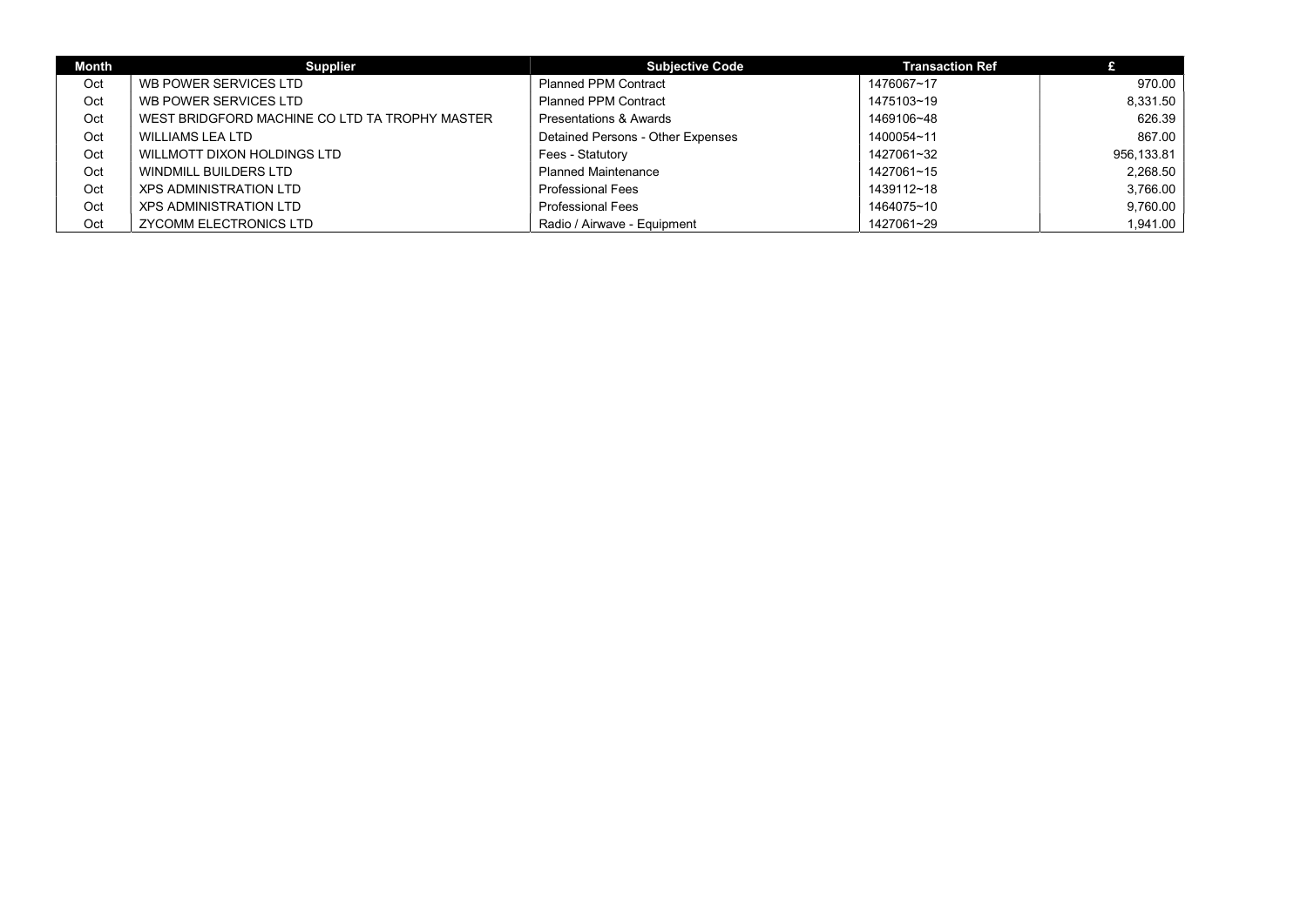| Month | Supplier | Subjective Code | Transaction Ref | £ |
|---|---|---|---|---|
| Oct | WB POWER SERVICES LTD | Planned PPM Contract | 1476067~17 | 970.00 |
| Oct | WB POWER SERVICES LTD | Planned PPM Contract | 1475103~19 | 8,331.50 |
| Oct | WEST BRIDGFORD MACHINE CO LTD TA TROPHY MASTER | Presentations & Awards | 1469106~48 | 626.39 |
| Oct | WILLIAMS LEA LTD | Detained Persons - Other Expenses | 1400054~11 | 867.00 |
| Oct | WILLMOTT DIXON HOLDINGS LTD | Fees - Statutory | 1427061~32 | 956,133.81 |
| Oct | WINDMILL BUILDERS LTD | Planned Maintenance | 1427061~15 | 2,268.50 |
| Oct | XPS ADMINISTRATION LTD | Professional Fees | 1439112~18 | 3,766.00 |
| Oct | XPS ADMINISTRATION LTD | Professional Fees | 1464075~10 | 9,760.00 |
| Oct | ZYCOMM ELECTRONICS LTD | Radio / Airwave - Equipment | 1427061~29 | 1,941.00 |